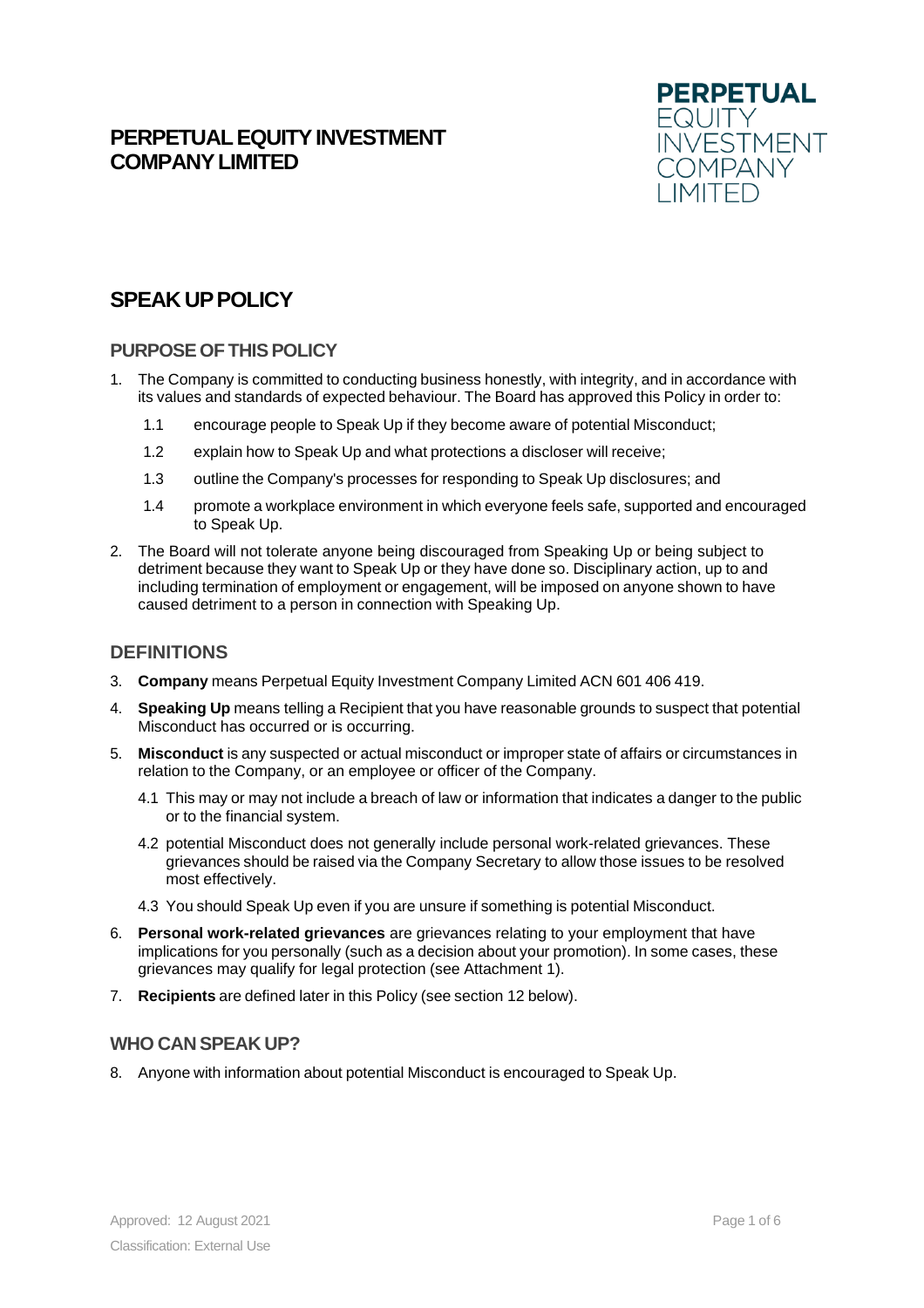# PERPETUAL EQUITY INVESTMENT COMPANY LIMITED

PERPETUAL
EQUITY
INVESTMENT
COMPANY
LIMITED

## SPEAK UP POLICY

### PURPOSE OF THIS POLICY

1. The Company is committed to conducting business honestly, with integrity, and in accordance with its values and standards of expected behaviour. The Board has approved this Policy in order to:

   1.1 encourage people to Speak Up if they become aware of potential Misconduct;

   1.2 explain how to Speak Up and what protections a discloser will receive;

   1.3 outline the Company's processes for responding to Speak Up disclosures; and

   1.4 promote a workplace environment in which everyone feels safe, supported and encouraged to Speak Up.

2. The Board will not tolerate anyone being discouraged from Speaking Up or being subject to detriment because they want to Speak Up or they have done so. Disciplinary action, up to and including termination of employment or engagement, will be imposed on anyone shown to have caused detriment to a person in connection with Speaking Up.

### DEFINITIONS

3. **Company** means Perpetual Equity Investment Company Limited ACN 601 406 419.

4. **Speaking Up** means telling a Recipient that you have reasonable grounds to suspect that potential Misconduct has occurred or is occurring.

5. **Misconduct** is any suspected or actual misconduct or improper state of affairs or circumstances in relation to the Company, or an employee or officer of the Company.

   4.1 This may or may not include a breach of law or information that indicates a danger to the public or to the financial system.

   4.2 potential Misconduct does not generally include personal work-related grievances. These grievances should be raised via the Company Secretary to allow those issues to be resolved most effectively.

   4.3 You should Speak Up even if you are unsure if something is potential Misconduct.

6. **Personal work-related grievances** are grievances relating to your employment that have implications for you personally (such as a decision about your promotion). In some cases, these grievances may qualify for legal protection (see Attachment 1).

7. **Recipients** are defined later in this Policy (see section 12 below).

### WHO CAN SPEAK UP?

8. Anyone with information about potential Misconduct is encouraged to Speak Up.

Approved: 12 August 2021

Classification: External Use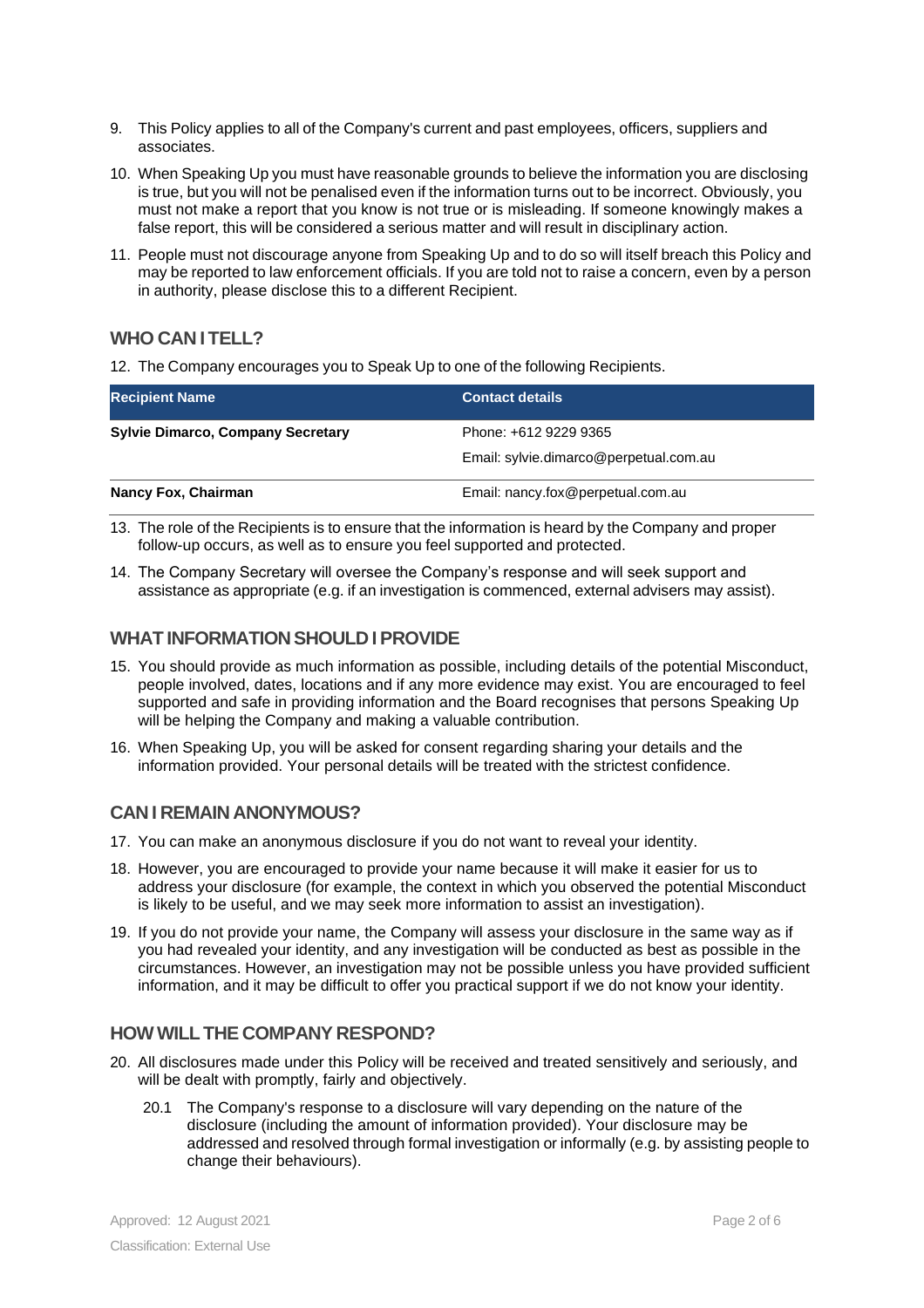9. This Policy applies to all of the Company's current and past employees, officers, suppliers and associates.

10. When Speaking Up you must have reasonable grounds to believe the information you are disclosing is true, but you will not be penalised even if the information turns out to be incorrect. Obviously, you must not make a report that you know is not true or is misleading. If someone knowingly makes a false report, this will be considered a serious matter and will result in disciplinary action.

11. People must not discourage anyone from Speaking Up and to do so will itself breach this Policy and may be reported to law enforcement officials. If you are told not to raise a concern, even by a person in authority, please disclose this to a different Recipient.

## WHO CAN I TELL?

12. The Company encourages you to Speak Up to one of the following Recipients.

| Recipient Name | Contact details |
| --- | --- |
| **Sylvie Dimarco, Company Secretary** | Phone: +612 9229 9365<br>Email: sylvie.dimarco@perpetual.com.au |
| **Nancy Fox, Chairman** | Email: nancy.fox@perpetual.com.au |

13. The role of the Recipients is to ensure that the information is heard by the Company and proper follow-up occurs, as well as to ensure you feel supported and protected.

14. The Company Secretary will oversee the Company's response and will seek support and assistance as appropriate (e.g. if an investigation is commenced, external advisers may assist).

## WHAT INFORMATION SHOULD I PROVIDE

15. You should provide as much information as possible, including details of the potential Misconduct, people involved, dates, locations and if any more evidence may exist. You are encouraged to feel supported and safe in providing information and the Board recognises that persons Speaking Up will be helping the Company and making a valuable contribution.

16. When Speaking Up, you will be asked for consent regarding sharing your details and the information provided. Your personal details will be treated with the strictest confidence.

## CAN I REMAIN ANONYMOUS?

17. You can make an anonymous disclosure if you do not want to reveal your identity.

18. However, you are encouraged to provide your name because it will make it easier for us to address your disclosure (for example, the context in which you observed the potential Misconduct is likely to be useful, and we may seek more information to assist an investigation).

19. If you do not provide your name, the Company will assess your disclosure in the same way as if you had revealed your identity, and any investigation will be conducted as best as possible in the circumstances. However, an investigation may not be possible unless you have provided sufficient information, and it may be difficult to offer you practical support if we do not know your identity.

## HOW WILL THE COMPANY RESPOND?

20. All disclosures made under this Policy will be received and treated sensitively and seriously, and will be dealt with promptly, fairly and objectively.

    20.1 The Company's response to a disclosure will vary depending on the nature of the disclosure (including the amount of information provided). Your disclosure may be addressed and resolved through formal investigation or informally (e.g. by assisting people to change their behaviours).

Approved: 12 August 2021

Classification: External Use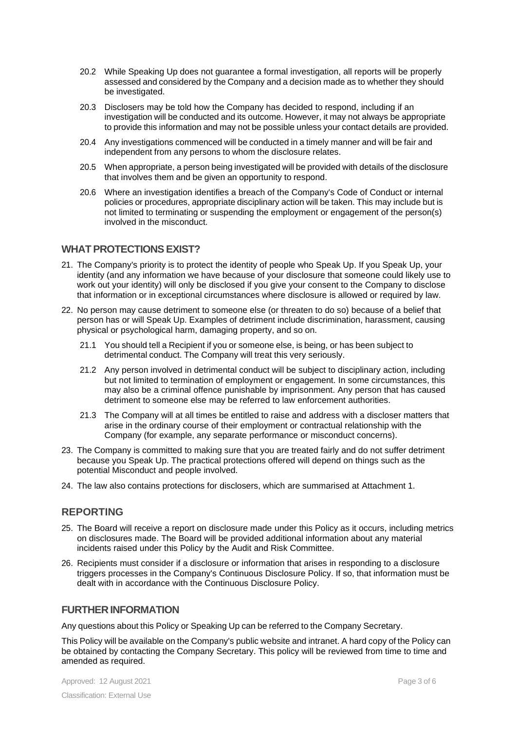20.2 While Speaking Up does not guarantee a formal investigation, all reports will be properly assessed and considered by the Company and a decision made as to whether they should be investigated.

20.3 Disclosers may be told how the Company has decided to respond, including if an investigation will be conducted and its outcome. However, it may not always be appropriate to provide this information and may not be possible unless your contact details are provided.

20.4 Any investigations commenced will be conducted in a timely manner and will be fair and independent from any persons to whom the disclosure relates.

20.5 When appropriate, a person being investigated will be provided with details of the disclosure that involves them and be given an opportunity to respond.

20.6 Where an investigation identifies a breach of the Company's Code of Conduct or internal policies or procedures, appropriate disciplinary action will be taken. This may include but is not limited to terminating or suspending the employment or engagement of the person(s) involved in the misconduct.

## WHAT PROTECTIONS EXIST?

21. The Company's priority is to protect the identity of people who Speak Up. If you Speak Up, your identity (and any information we have because of your disclosure that someone could likely use to work out your identity) will only be disclosed if you give your consent to the Company to disclose that information or in exceptional circumstances where disclosure is allowed or required by law.

22. No person may cause detriment to someone else (or threaten to do so) because of a belief that person has or will Speak Up. Examples of detriment include discrimination, harassment, causing physical or psychological harm, damaging property, and so on.

    21.1 You should tell a Recipient if you or someone else, is being, or has been subject to detrimental conduct. The Company will treat this very seriously.

    21.2 Any person involved in detrimental conduct will be subject to disciplinary action, including but not limited to termination of employment or engagement. In some circumstances, this may also be a criminal offence punishable by imprisonment. Any person that has caused detriment to someone else may be referred to law enforcement authorities.

    21.3 The Company will at all times be entitled to raise and address with a discloser matters that arise in the ordinary course of their employment or contractual relationship with the Company (for example, any separate performance or misconduct concerns).

23. The Company is committed to making sure that you are treated fairly and do not suffer detriment because you Speak Up. The practical protections offered will depend on things such as the potential Misconduct and people involved.

24. The law also contains protections for disclosers, which are summarised at Attachment 1.

## REPORTING

25. The Board will receive a report on disclosure made under this Policy as it occurs, including metrics on disclosures made. The Board will be provided additional information about any material incidents raised under this Policy by the Audit and Risk Committee.

26. Recipients must consider if a disclosure or information that arises in responding to a disclosure triggers processes in the Company's Continuous Disclosure Policy. If so, that information must be dealt with in accordance with the Continuous Disclosure Policy.

## FURTHER INFORMATION

Any questions about this Policy or Speaking Up can be referred to the Company Secretary.

This Policy will be available on the Company's public website and intranet. A hard copy of the Policy can be obtained by contacting the Company Secretary. This policy will be reviewed from time to time and amended as required.

Approved: 12 August 2021

Classification: External Use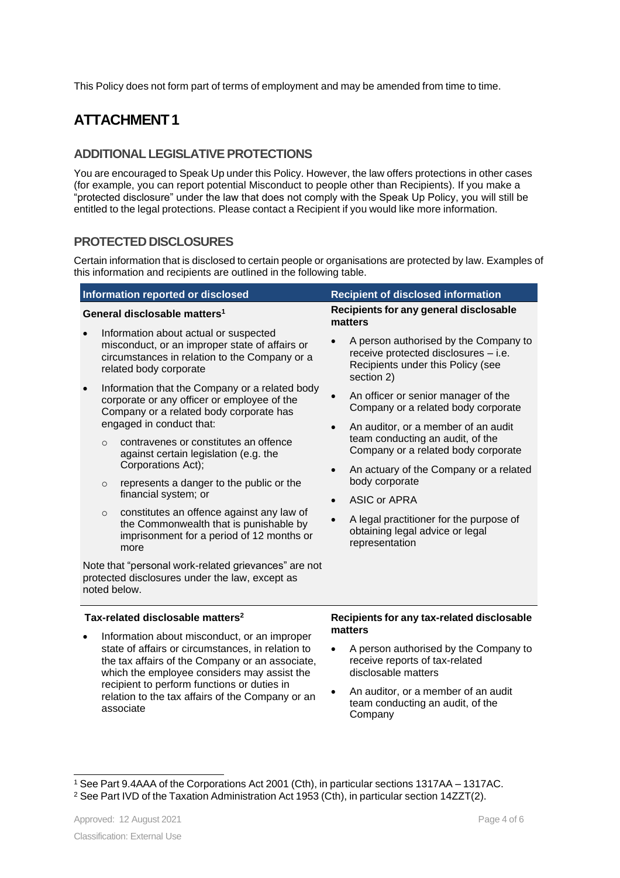This Policy does not form part of terms of employment and may be amended from time to time.

# ATTACHMENT 1

## ADDITIONAL LEGISLATIVE PROTECTIONS

You are encouraged to Speak Up under this Policy. However, the law offers protections in other cases (for example, you can report potential Misconduct to people other than Recipients). If you make a "protected disclosure" under the law that does not comply with the Speak Up Policy, you will still be entitled to the legal protections. Please contact a Recipient if you would like more information.

## PROTECTED DISCLOSURES

Certain information that is disclosed to certain people or organisations are protected by law. Examples of this information and recipients are outlined in the following table.

| Information reported or disclosed | Recipient of disclosed information |
|---|---|
| **General disclosable matters**[1]<br>• Information about actual or suspected misconduct, or an improper state of affairs or circumstances in relation to the Company or a related body corporate<br>• Information that the Company or a related body corporate or any officer or employee of the Company or a related body corporate has engaged in conduct that:<br>&nbsp;&nbsp;○ contravenes or constitutes an offence against certain legislation (e.g. the Corporations Act);<br>&nbsp;&nbsp;○ represents a danger to the public or the financial system; or<br>&nbsp;&nbsp;○ constitutes an offence against any law of the Commonwealth that is punishable by imprisonment for a period of 12 months or more<br><br>Note that "personal work-related grievances" are not protected disclosures under the law, except as noted below. | **Recipients for any general disclosable matters**<br>• A person authorised by the Company to receive protected disclosures – i.e. Recipients under this Policy (see section 2)<br>• An officer or senior manager of the Company or a related body corporate<br>• An auditor, or a member of an audit team conducting an audit, of the Company or a related body corporate<br>• An actuary of the Company or a related body corporate<br>• ASIC or APRA<br>• A legal practitioner for the purpose of obtaining legal advice or legal representation |
| **Tax-related disclosable matters**[2]<br>• Information about misconduct, or an improper state of affairs or circumstances, in relation to the tax affairs of the Company or an associate, which the employee considers may assist the recipient to perform functions or duties in relation to the tax affairs of the Company or an associate | **Recipients for any tax-related disclosable matters**<br>• A person authorised by the Company to receive reports of tax-related disclosable matters<br>• An auditor, or a member of an audit team conducting an audit, of the Company |

[1] See Part 9.4AAA of the Corporations Act 2001 (Cth), in particular sections 1317AA – 1317AC.

[2] See Part IVD of the Taxation Administration Act 1953 (Cth), in particular section 14ZZT(2).

Approved: 12 August 2021

Classification: External Use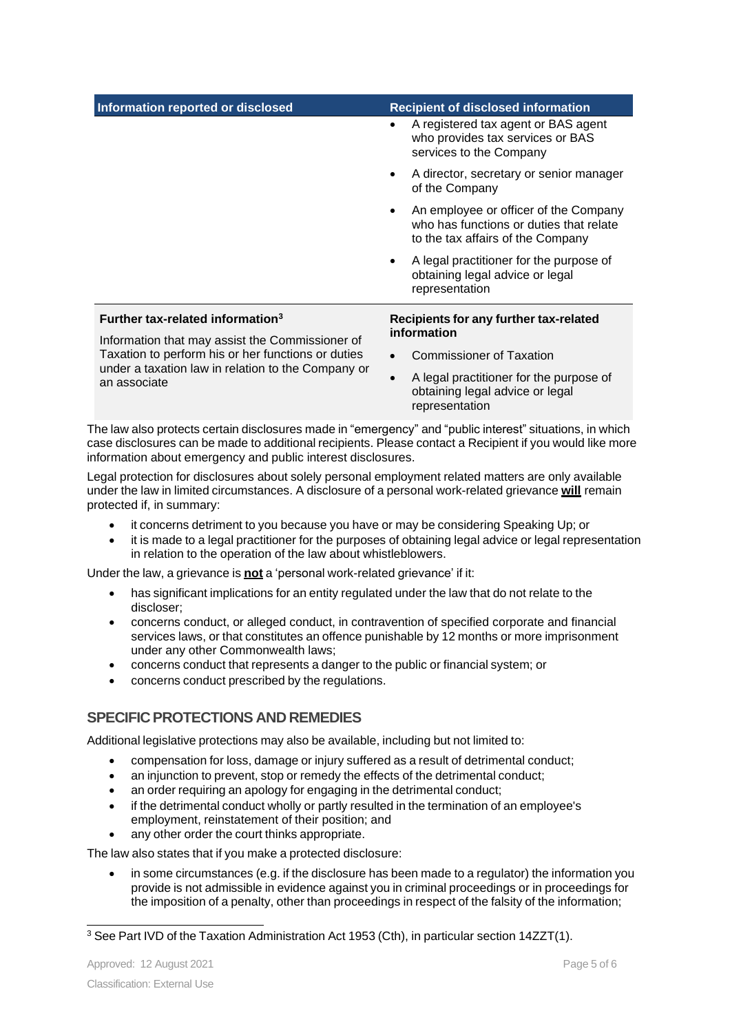| Information reported or disclosed | Recipient of disclosed information |
|---|---|
| | • A registered tax agent or BAS agent who provides tax services or BAS services to the Company<br>• A director, secretary or senior manager of the Company<br>• An employee or officer of the Company who has functions or duties that relate to the tax affairs of the Company<br>• A legal practitioner for the purpose of obtaining legal advice or legal representation |
| **Further tax-related information[3]**<br>Information that may assist the Commissioner of Taxation to perform his or her functions or duties under a taxation law in relation to the Company or an associate | **Recipients for any further tax-related information**<br>• Commissioner of Taxation<br>• A legal practitioner for the purpose of obtaining legal advice or legal representation |

The law also protects certain disclosures made in "emergency" and "public interest" situations, in which case disclosures can be made to additional recipients. Please contact a Recipient if you would like more information about emergency and public interest disclosures.

Legal protection for disclosures about solely personal employment related matters are only available under the law in limited circumstances. A disclosure of a personal work-related grievance **will** remain protected if, in summary:

- it concerns detriment to you because you have or may be considering Speaking Up; or
- it is made to a legal practitioner for the purposes of obtaining legal advice or legal representation in relation to the operation of the law about whistleblowers.

Under the law, a grievance is **not** a 'personal work-related grievance' if it:

- has significant implications for an entity regulated under the law that do not relate to the discloser;
- concerns conduct, or alleged conduct, in contravention of specified corporate and financial services laws, or that constitutes an offence punishable by 12 months or more imprisonment under any other Commonwealth laws;
- concerns conduct that represents a danger to the public or financial system; or
- concerns conduct prescribed by the regulations.

## SPECIFIC PROTECTIONS AND REMEDIES

Additional legislative protections may also be available, including but not limited to:

- compensation for loss, damage or injury suffered as a result of detrimental conduct;
- an injunction to prevent, stop or remedy the effects of the detrimental conduct;
- an order requiring an apology for engaging in the detrimental conduct;
- if the detrimental conduct wholly or partly resulted in the termination of an employee's employment, reinstatement of their position; and
- any other order the court thinks appropriate.

The law also states that if you make a protected disclosure:

- in some circumstances (e.g. if the disclosure has been made to a regulator) the information you provide is not admissible in evidence against you in criminal proceedings or in proceedings for the imposition of a penalty, other than proceedings in respect of the falsity of the information;

[3] See Part IVD of the Taxation Administration Act 1953 (Cth), in particular section 14ZZT(1).

Approved: 12 August 2021

Classification: External Use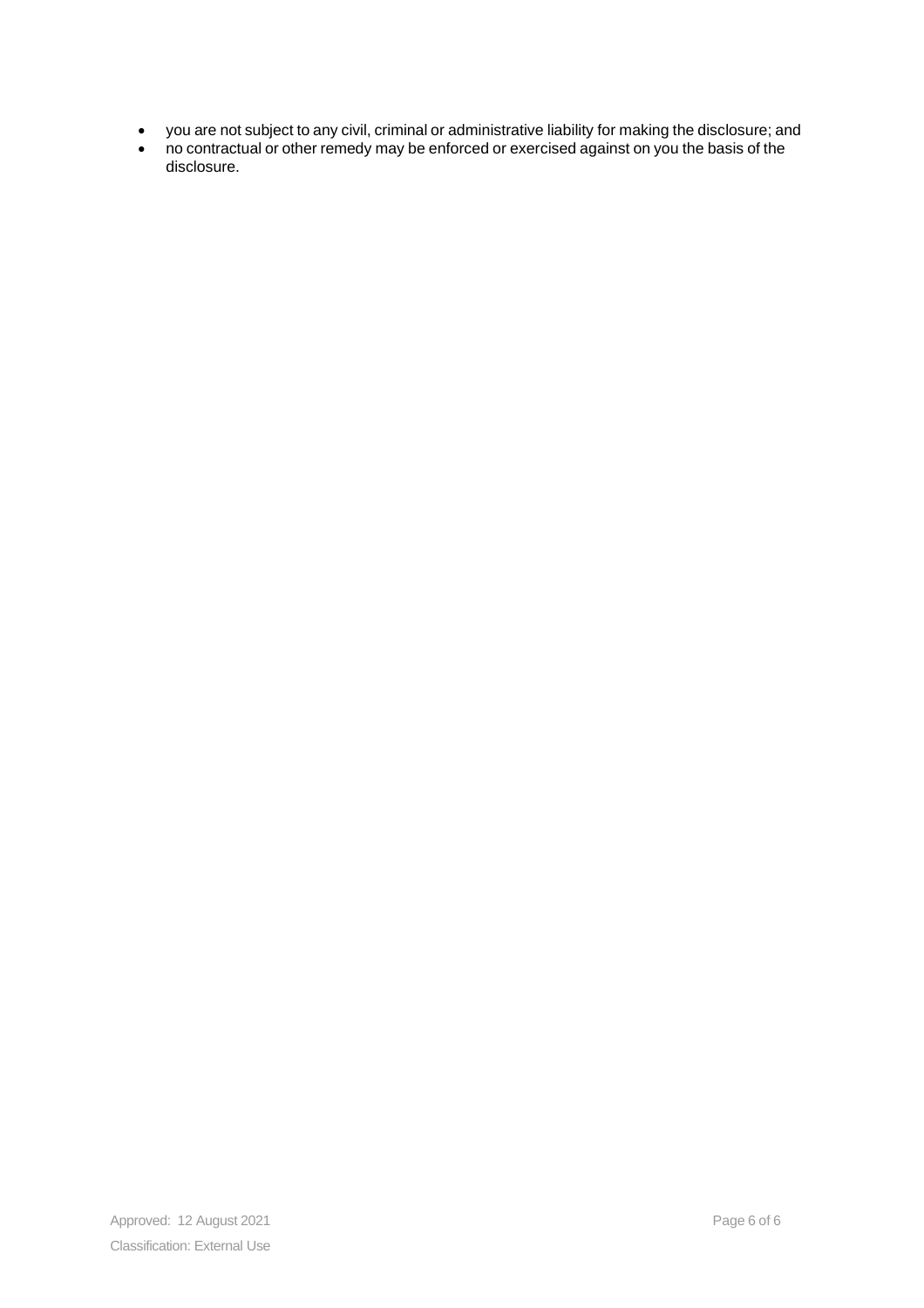- you are not subject to any civil, criminal or administrative liability for making the disclosure; and
- no contractual or other remedy may be enforced or exercised against on you the basis of the disclosure.